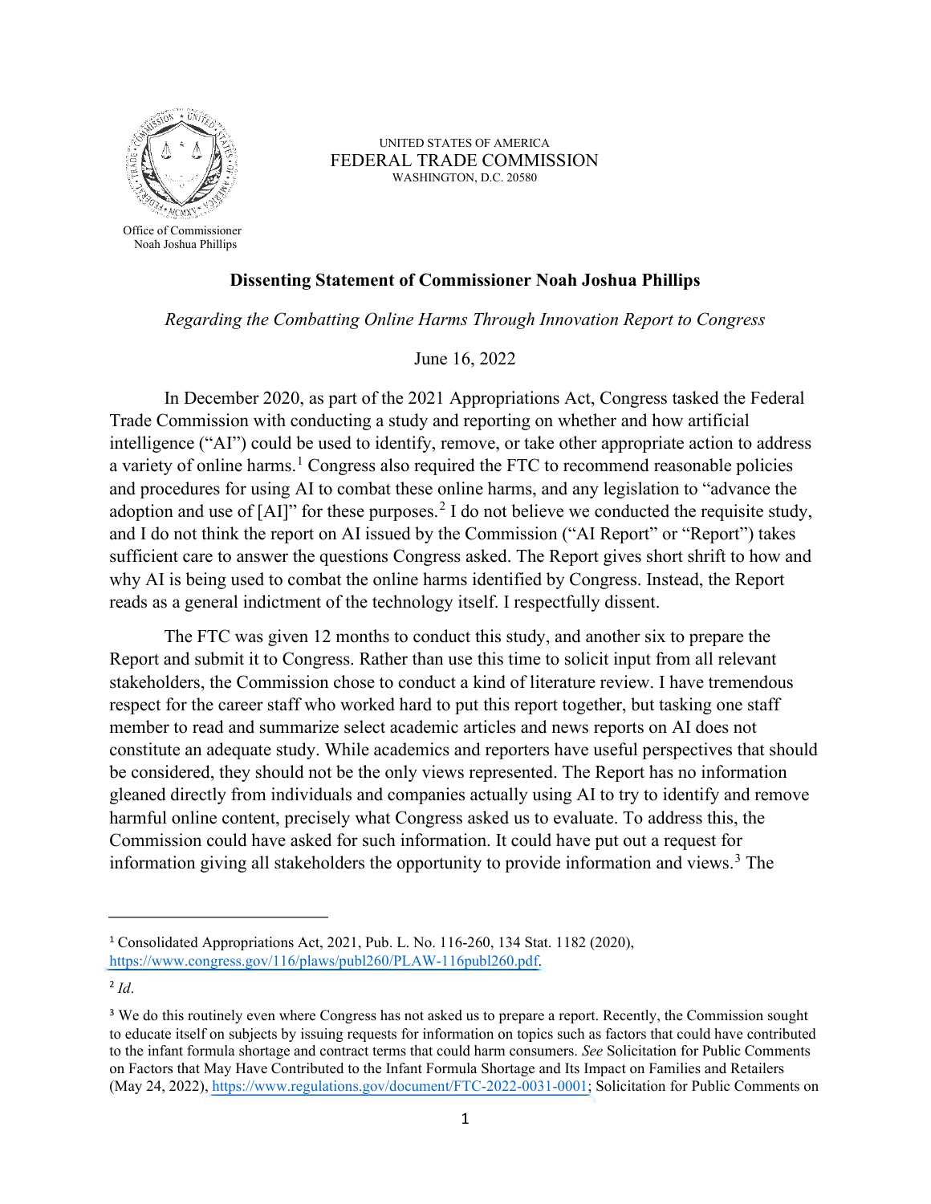UNITED STATES OF AMERICA
FEDERAL TRADE COMMISSION
WASHINGTON, D.C. 20580

Office of Commissioner
Noah Joshua Phillips

**Dissenting Statement of Commissioner Noah Joshua Phillips**

*Regarding the Combatting Online Harms Through Innovation Report to Congress*

June 16, 2022

In December 2020, as part of the 2021 Appropriations Act, Congress tasked the Federal Trade Commission with conducting a study and reporting on whether and how artificial intelligence ("AI") could be used to identify, remove, or take other appropriate action to address a variety of online harms.[1] Congress also required the FTC to recommend reasonable policies and procedures for using AI to combat these online harms, and any legislation to "advance the adoption and use of [AI]" for these purposes.[2] I do not believe we conducted the requisite study, and I do not think the report on AI issued by the Commission ("AI Report" or "Report") takes sufficient care to answer the questions Congress asked. The Report gives short shrift to how and why AI is being used to combat the online harms identified by Congress. Instead, the Report reads as a general indictment of the technology itself. I respectfully dissent.

The FTC was given 12 months to conduct this study, and another six to prepare the Report and submit it to Congress. Rather than use this time to solicit input from all relevant stakeholders, the Commission chose to conduct a kind of literature review. I have tremendous respect for the career staff who worked hard to put this report together, but tasking one staff member to read and summarize select academic articles and news reports on AI does not constitute an adequate study. While academics and reporters have useful perspectives that should be considered, they should not be the only views represented. The Report has no information gleaned directly from individuals and companies actually using AI to try to identify and remove harmful online content, precisely what Congress asked us to evaluate. To address this, the Commission could have asked for such information. It could have put out a request for information giving all stakeholders the opportunity to provide information and views.[3] The

---

[1] Consolidated Appropriations Act, 2021, Pub. L. No. 116-260, 134 Stat. 1182 (2020), https://www.congress.gov/116/plaws/publ260/PLAW-116publ260.pdf.

[2] *Id*.

[3] We do this routinely even where Congress has not asked us to prepare a report. Recently, the Commission sought to educate itself on subjects by issuing requests for information on topics such as factors that could have contributed to the infant formula shortage and contract terms that could harm consumers. *See* Solicitation for Public Comments on Factors that May Have Contributed to the Infant Formula Shortage and Its Impact on Families and Retailers (May 24, 2022), https://www.regulations.gov/document/FTC-2022-0031-0001; Solicitation for Public Comments on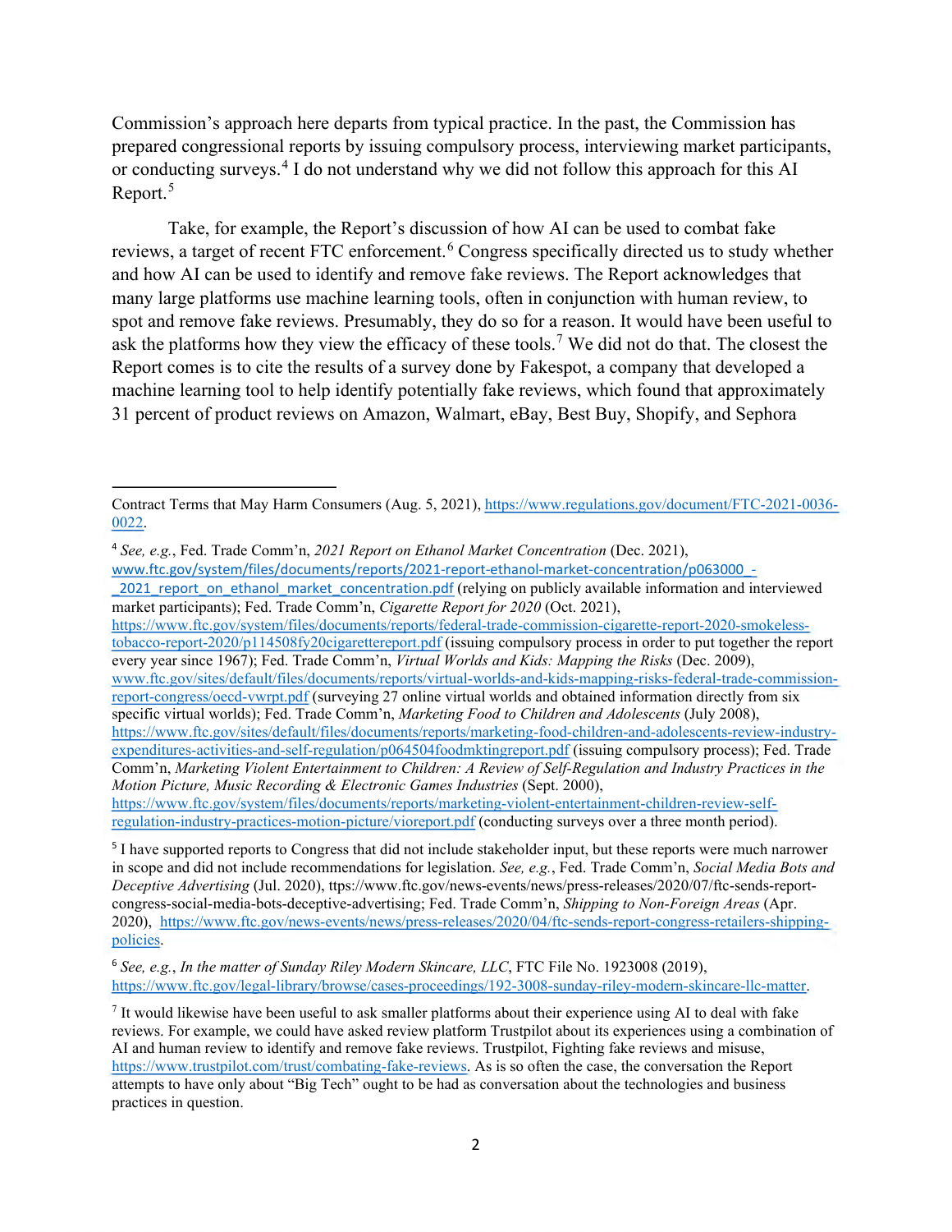Commission's approach here departs from typical practice. In the past, the Commission has prepared congressional reports by issuing compulsory process, interviewing market participants, or conducting surveys.[4] I do not understand why we did not follow this approach for this AI Report.[5]

Take, for example, the Report's discussion of how AI can be used to combat fake reviews, a target of recent FTC enforcement.[6] Congress specifically directed us to study whether and how AI can be used to identify and remove fake reviews. The Report acknowledges that many large platforms use machine learning tools, often in conjunction with human review, to spot and remove fake reviews. Presumably, they do so for a reason. It would have been useful to ask the platforms how they view the efficacy of these tools.[7] We did not do that. The closest the Report comes is to cite the results of a survey done by Fakespot, a company that developed a machine learning tool to help identify potentially fake reviews, which found that approximately 31 percent of product reviews on Amazon, Walmart, eBay, Best Buy, Shopify, and Sephora

---

Contract Terms that May Harm Consumers (Aug. 5, 2021), https://www.regulations.gov/document/FTC-2021-0036-0022.

[4] *See, e.g.*, Fed. Trade Comm'n, *2021 Report on Ethanol Market Concentration* (Dec. 2021), www.ftc.gov/system/files/documents/reports/2021-report-ethanol-market-concentration/p063000_-_2021_report_on_ethanol_market_concentration.pdf (relying on publicly available information and interviewed market participants); Fed. Trade Comm'n, *Cigarette Report for 2020* (Oct. 2021), https://www.ftc.gov/system/files/documents/reports/federal-trade-commission-cigarette-report-2020-smokeless-tobacco-report-2020/p114508fy20cigarettereport.pdf (issuing compulsory process in order to put together the report every year since 1967); Fed. Trade Comm'n, *Virtual Worlds and Kids: Mapping the Risks* (Dec. 2009), www.ftc.gov/sites/default/files/documents/reports/virtual-worlds-and-kids-mapping-risks-federal-trade-commission-report-congress/oecd-vwrpt.pdf (surveying 27 online virtual worlds and obtained information directly from six specific virtual worlds); Fed. Trade Comm'n, *Marketing Food to Children and Adolescents* (July 2008), https://www.ftc.gov/sites/default/files/documents/reports/marketing-food-children-and-adolescents-review-industry-expenditures-activities-and-self-regulation/p064504foodmktingreport.pdf (issuing compulsory process); Fed. Trade Comm'n, *Marketing Violent Entertainment to Children: A Review of Self-Regulation and Industry Practices in the Motion Picture, Music Recording & Electronic Games Industries* (Sept. 2000), https://www.ftc.gov/system/files/documents/reports/marketing-violent-entertainment-children-review-self-regulation-industry-practices-motion-picture/vioreport.pdf (conducting surveys over a three month period).

[5] I have supported reports to Congress that did not include stakeholder input, but these reports were much narrower in scope and did not include recommendations for legislation. *See, e.g.*, Fed. Trade Comm'n, *Social Media Bots and Deceptive Advertising* (Jul. 2020), ttps://www.ftc.gov/news-events/news/press-releases/2020/07/ftc-sends-report-congress-social-media-bots-deceptive-advertising; Fed. Trade Comm'n, *Shipping to Non-Foreign Areas* (Apr. 2020), https://www.ftc.gov/news-events/news/press-releases/2020/04/ftc-sends-report-congress-retailers-shipping-policies.

[6] *See, e.g.*, *In the matter of Sunday Riley Modern Skincare, LLC*, FTC File No. 1923008 (2019), https://www.ftc.gov/legal-library/browse/cases-proceedings/192-3008-sunday-riley-modern-skincare-llc-matter.

[7] It would likewise have been useful to ask smaller platforms about their experience using AI to deal with fake reviews. For example, we could have asked review platform Trustpilot about its experiences using a combination of AI and human review to identify and remove fake reviews. Trustpilot, Fighting fake reviews and misuse, https://www.trustpilot.com/trust/combating-fake-reviews. As is so often the case, the conversation the Report attempts to have only about "Big Tech" ought to be had as conversation about the technologies and business practices in question.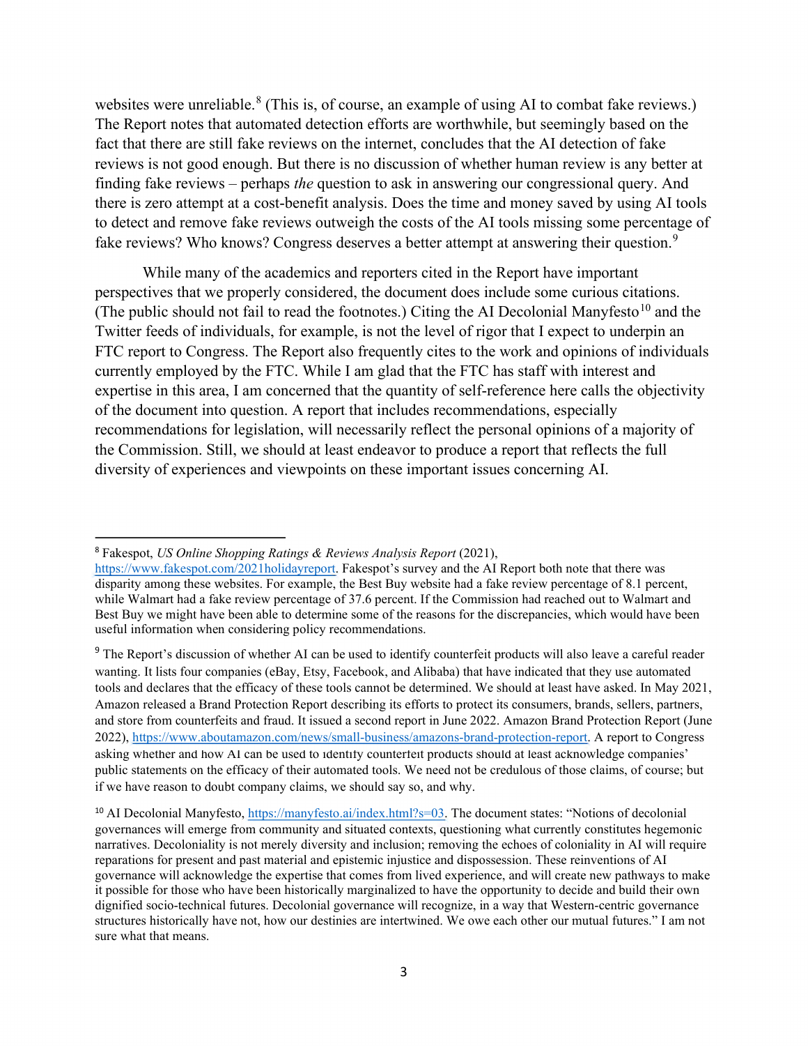websites were unreliable.[8] (This is, of course, an example of using AI to combat fake reviews.) The Report notes that automated detection efforts are worthwhile, but seemingly based on the fact that there are still fake reviews on the internet, concludes that the AI detection of fake reviews is not good enough. But there is no discussion of whether human review is any better at finding fake reviews – perhaps *the* question to ask in answering our congressional query. And there is zero attempt at a cost-benefit analysis. Does the time and money saved by using AI tools to detect and remove fake reviews outweigh the costs of the AI tools missing some percentage of fake reviews? Who knows? Congress deserves a better attempt at answering their question.[9]

While many of the academics and reporters cited in the Report have important perspectives that we properly considered, the document does include some curious citations. (The public should not fail to read the footnotes.) Citing the AI Decolonial Manyfesto[10] and the Twitter feeds of individuals, for example, is not the level of rigor that I expect to underpin an FTC report to Congress. The Report also frequently cites to the work and opinions of individuals currently employed by the FTC. While I am glad that the FTC has staff with interest and expertise in this area, I am concerned that the quantity of self-reference here calls the objectivity of the document into question. A report that includes recommendations, especially recommendations for legislation, will necessarily reflect the personal opinions of a majority of the Commission. Still, we should at least endeavor to produce a report that reflects the full diversity of experiences and viewpoints on these important issues concerning AI.

---

[8] Fakespot, *US Online Shopping Ratings & Reviews Analysis Report* (2021), https://www.fakespot.com/2021holidayreport. Fakespot's survey and the AI Report both note that there was disparity among these websites. For example, the Best Buy website had a fake review percentage of 8.1 percent, while Walmart had a fake review percentage of 37.6 percent. If the Commission had reached out to Walmart and Best Buy we might have been able to determine some of the reasons for the discrepancies, which would have been useful information when considering policy recommendations.

[9] The Report's discussion of whether AI can be used to identify counterfeit products will also leave a careful reader wanting. It lists four companies (eBay, Etsy, Facebook, and Alibaba) that have indicated that they use automated tools and declares that the efficacy of these tools cannot be determined. We should at least have asked. In May 2021, Amazon released a Brand Protection Report describing its efforts to protect its consumers, brands, sellers, partners, and store from counterfeits and fraud. It issued a second report in June 2022. Amazon Brand Protection Report (June 2022), https://www.aboutamazon.com/news/small-business/amazons-brand-protection-report. A report to Congress asking whether and how AI can be used to identify counterfeit products should at least acknowledge companies' public statements on the efficacy of their automated tools. We need not be credulous of those claims, of course; but if we have reason to doubt company claims, we should say so, and why.

[10] AI Decolonial Manyfesto, https://manyfesto.ai/index.html?s=03. The document states: "Notions of decolonial governances will emerge from community and situated contexts, questioning what currently constitutes hegemonic narratives. Decoloniality is not merely diversity and inclusion; removing the echoes of coloniality in AI will require reparations for present and past material and epistemic injustice and dispossession. These reinventions of AI governance will acknowledge the expertise that comes from lived experience, and will create new pathways to make it possible for those who have been historically marginalized to have the opportunity to decide and build their own dignified socio-technical futures. Decolonial governance will recognize, in a way that Western-centric governance structures historically have not, how our destinies are intertwined. We owe each other our mutual futures." I am not sure what that means.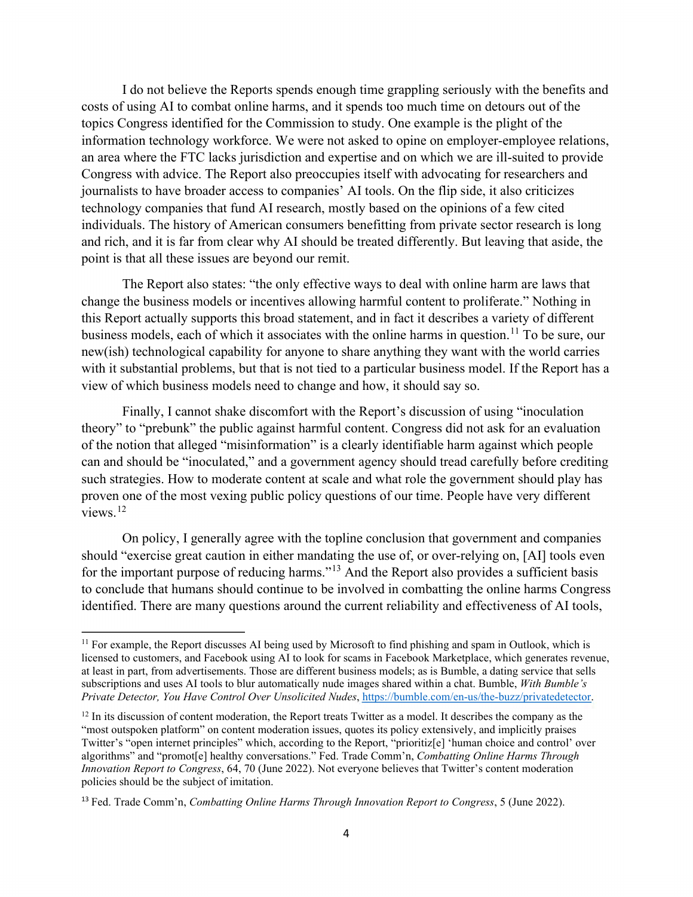I do not believe the Reports spends enough time grappling seriously with the benefits and costs of using AI to combat online harms, and it spends too much time on detours out of the topics Congress identified for the Commission to study. One example is the plight of the information technology workforce. We were not asked to opine on employer-employee relations, an area where the FTC lacks jurisdiction and expertise and on which we are ill-suited to provide Congress with advice. The Report also preoccupies itself with advocating for researchers and journalists to have broader access to companies' AI tools. On the flip side, it also criticizes technology companies that fund AI research, mostly based on the opinions of a few cited individuals. The history of American consumers benefitting from private sector research is long and rich, and it is far from clear why AI should be treated differently. But leaving that aside, the point is that all these issues are beyond our remit.

The Report also states: "the only effective ways to deal with online harm are laws that change the business models or incentives allowing harmful content to proliferate." Nothing in this Report actually supports this broad statement, and in fact it describes a variety of different business models, each of which it associates with the online harms in question.[11] To be sure, our new(ish) technological capability for anyone to share anything they want with the world carries with it substantial problems, but that is not tied to a particular business model. If the Report has a view of which business models need to change and how, it should say so.

Finally, I cannot shake discomfort with the Report's discussion of using "inoculation theory" to "prebunk" the public against harmful content. Congress did not ask for an evaluation of the notion that alleged "misinformation" is a clearly identifiable harm against which people can and should be "inoculated," and a government agency should tread carefully before crediting such strategies. How to moderate content at scale and what role the government should play has proven one of the most vexing public policy questions of our time. People have very different views.[12]

On policy, I generally agree with the topline conclusion that government and companies should "exercise great caution in either mandating the use of, or over-relying on, [AI] tools even for the important purpose of reducing harms."[13] And the Report also provides a sufficient basis to conclude that humans should continue to be involved in combatting the online harms Congress identified. There are many questions around the current reliability and effectiveness of AI tools,

---

[11] For example, the Report discusses AI being used by Microsoft to find phishing and spam in Outlook, which is licensed to customers, and Facebook using AI to look for scams in Facebook Marketplace, which generates revenue, at least in part, from advertisements. Those are different business models; as is Bumble, a dating service that sells subscriptions and uses AI tools to blur automatically nude images shared within a chat. Bumble, *With Bumble's Private Detector, You Have Control Over Unsolicited Nudes*, https://bumble.com/en-us/the-buzz/privatedetector.

[12] In its discussion of content moderation, the Report treats Twitter as a model. It describes the company as the "most outspoken platform" on content moderation issues, quotes its policy extensively, and implicitly praises Twitter's "open internet principles" which, according to the Report, "prioritiz[e] 'human choice and control' over algorithms" and "promot[e] healthy conversations." Fed. Trade Comm'n, *Combatting Online Harms Through Innovation Report to Congress*, 64, 70 (June 2022). Not everyone believes that Twitter's content moderation policies should be the subject of imitation.

[13] Fed. Trade Comm'n, *Combatting Online Harms Through Innovation Report to Congress*, 5 (June 2022).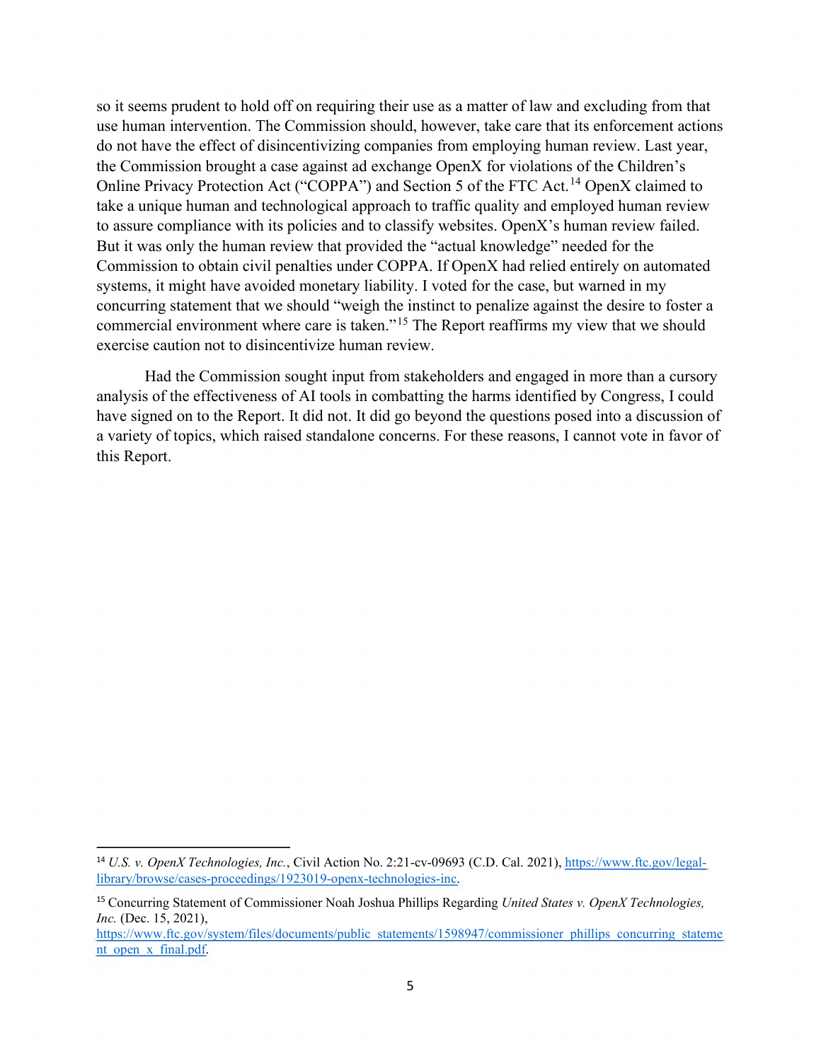so it seems prudent to hold off on requiring their use as a matter of law and excluding from that use human intervention. The Commission should, however, take care that its enforcement actions do not have the effect of disincentivizing companies from employing human review. Last year, the Commission brought a case against ad exchange OpenX for violations of the Children's Online Privacy Protection Act ("COPPA") and Section 5 of the FTC Act.[14] OpenX claimed to take a unique human and technological approach to traffic quality and employed human review to assure compliance with its policies and to classify websites. OpenX's human review failed. But it was only the human review that provided the "actual knowledge" needed for the Commission to obtain civil penalties under COPPA. If OpenX had relied entirely on automated systems, it might have avoided monetary liability. I voted for the case, but warned in my concurring statement that we should "weigh the instinct to penalize against the desire to foster a commercial environment where care is taken."[15] The Report reaffirms my view that we should exercise caution not to disincentivize human review.

Had the Commission sought input from stakeholders and engaged in more than a cursory analysis of the effectiveness of AI tools in combatting the harms identified by Congress, I could have signed on to the Report. It did not. It did go beyond the questions posed into a discussion of a variety of topics, which raised standalone concerns. For these reasons, I cannot vote in favor of this Report.

---

[14] *U.S. v. OpenX Technologies, Inc.*, Civil Action No. 2:21-cv-09693 (C.D. Cal. 2021), https://www.ftc.gov/legal-library/browse/cases-proceedings/1923019-openx-technologies-inc.

[15] Concurring Statement of Commissioner Noah Joshua Phillips Regarding *United States v. OpenX Technologies, Inc.* (Dec. 15, 2021), https://www.ftc.gov/system/files/documents/public_statements/1598947/commissioner_phillips_concurring_statement_open_x_final.pdf.